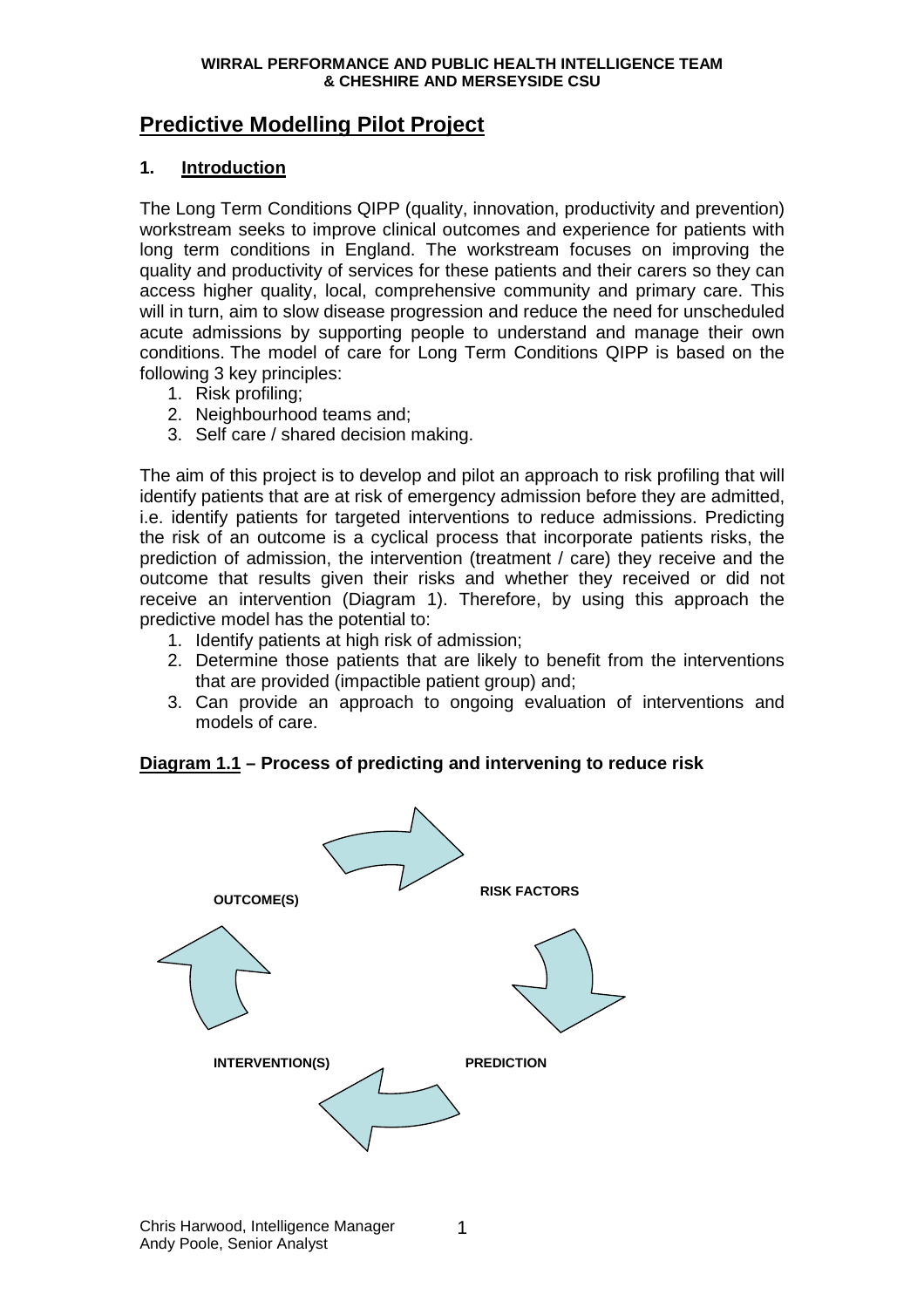**WIRRAL PERFORMANCE AND PUBLIC HEALTH INTELLIGENCE TEAM**
**& CHESHIRE AND MERSEYSIDE CSU**

# Predictive Modelling Pilot Project

## 1. Introduction

The Long Term Conditions QIPP (quality, innovation, productivity and prevention) workstream seeks to improve clinical outcomes and experience for patients with long term conditions in England. The workstream focuses on improving the quality and productivity of services for these patients and their carers so they can access higher quality, local, comprehensive community and primary care. This will in turn, aim to slow disease progression and reduce the need for unscheduled acute admissions by supporting people to understand and manage their own conditions. The model of care for Long Term Conditions QIPP is based on the following 3 key principles:

1. Risk profiling;
2. Neighbourhood teams and;
3. Self care / shared decision making.

The aim of this project is to develop and pilot an approach to risk profiling that will identify patients that are at risk of emergency admission before they are admitted, i.e. identify patients for targeted interventions to reduce admissions. Predicting the risk of an outcome is a cyclical process that incorporate patients risks, the prediction of admission, the intervention (treatment / care) they receive and the outcome that results given their risks and whether they received or did not receive an intervention (Diagram 1). Therefore, by using this approach the predictive model has the potential to:

1. Identify patients at high risk of admission;
2. Determine those patients that are likely to benefit from the interventions that are provided (impactible patient group) and;
3. Can provide an approach to ongoing evaluation of interventions and models of care.

**Diagram 1.1 – Process of predicting and intervening to reduce risk**

RISK FACTORS → PREDICTION → INTERVENTION(S) → OUTCOME(S) → RISK FACTORS

Chris Harwood, Intelligence Manager
Andy Poole, Senior Analyst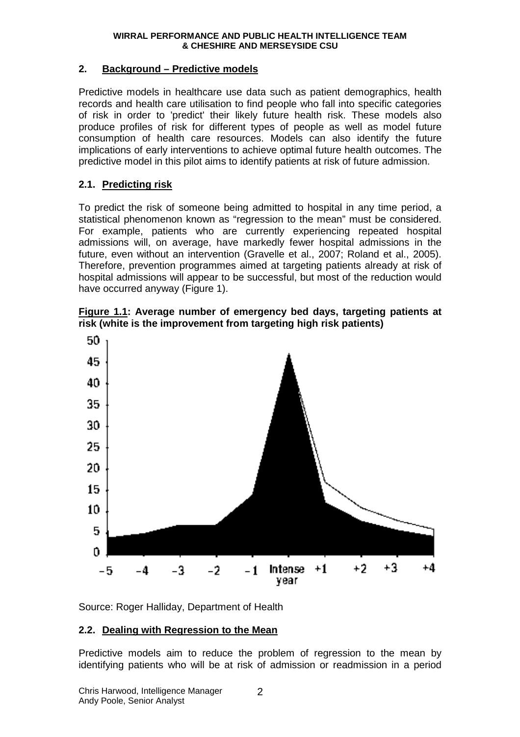## 2. Background – Predictive models

Predictive models in healthcare use data such as patient demographics, health records and health care utilisation to find people who fall into specific categories of risk in order to 'predict' their likely future health risk. These models also produce profiles of risk for different types of people as well as model future consumption of health care resources. Models can also identify the future implications of early interventions to achieve optimal future health outcomes. The predictive model in this pilot aims to identify patients at risk of future admission.

### 2.1. Predicting risk

To predict the risk of someone being admitted to hospital in any time period, a statistical phenomenon known as "regression to the mean" must be considered. For example, patients who are currently experiencing repeated hospital admissions will, on average, have markedly fewer hospital admissions in the future, even without an intervention (Gravelle et al., 2007; Roland et al., 2005). Therefore, prevention programmes aimed at targeting patients already at risk of hospital admissions will appear to be successful, but most of the reduction would have occurred anyway (Figure 1).

**Figure 1.1: Average number of emergency bed days, targeting patients at risk (white is the improvement from targeting high risk patients)**

Source: Roger Halliday, Department of Health

### 2.2. Dealing with Regression to the Mean

Predictive models aim to reduce the problem of regression to the mean by identifying patients who will be at risk of admission or readmission in a period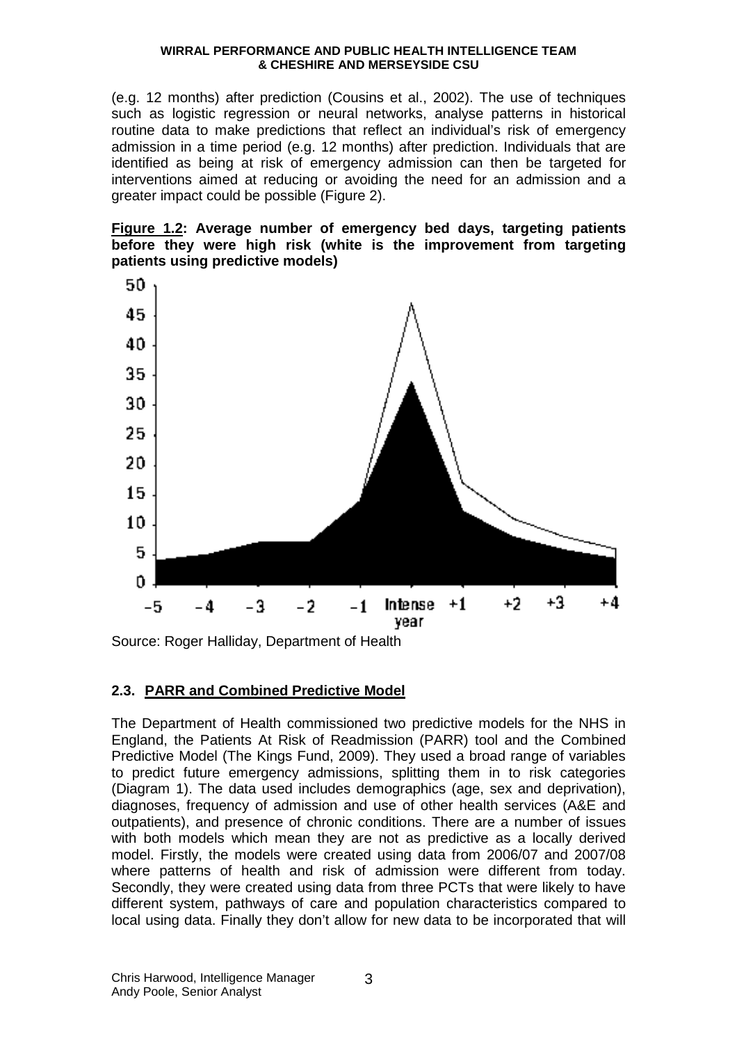(e.g. 12 months) after prediction (Cousins et al., 2002). The use of techniques such as logistic regression or neural networks, analyse patterns in historical routine data to make predictions that reflect an individual's risk of emergency admission in a time period (e.g. 12 months) after prediction. Individuals that are identified as being at risk of emergency admission can then be targeted for interventions aimed at reducing or avoiding the need for an admission and a greater impact could be possible (Figure 2).

**Figure 1.2: Average number of emergency bed days, targeting patients before they were high risk (white is the improvement from targeting patients using predictive models)**

Source: Roger Halliday, Department of Health

## 2.3. PARR and Combined Predictive Model

The Department of Health commissioned two predictive models for the NHS in England, the Patients At Risk of Readmission (PARR) tool and the Combined Predictive Model (The Kings Fund, 2009). They used a broad range of variables to predict future emergency admissions, splitting them in to risk categories (Diagram 1). The data used includes demographics (age, sex and deprivation), diagnoses, frequency of admission and use of other health services (A&E and outpatients), and presence of chronic conditions. There are a number of issues with both models which mean they are not as predictive as a locally derived model. Firstly, the models were created using data from 2006/07 and 2007/08 where patterns of health and risk of admission were different from today. Secondly, they were created using data from three PCTs that were likely to have different system, pathways of care and population characteristics compared to local using data. Finally they don't allow for new data to be incorporated that will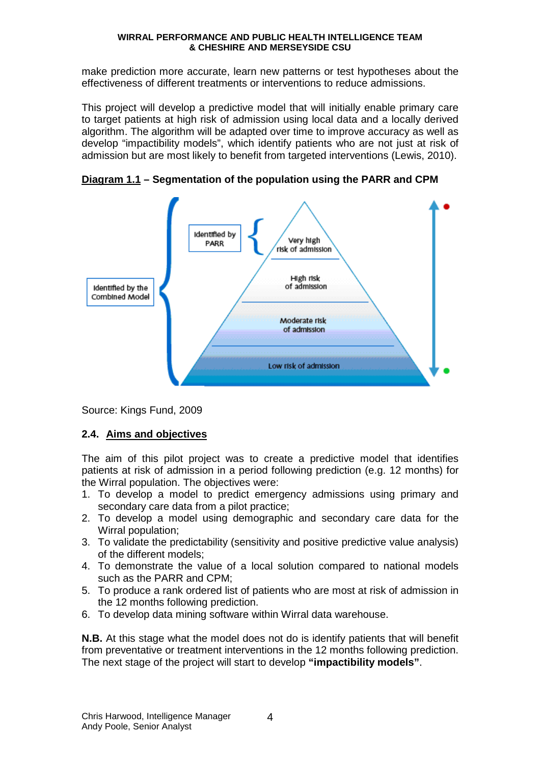make prediction more accurate, learn new patterns or test hypotheses about the effectiveness of different treatments or interventions to reduce admissions.

This project will develop a predictive model that will initially enable primary care to target patients at high risk of admission using local data and a locally derived algorithm. The algorithm will be adapted over time to improve accuracy as well as develop "impactibility models", which identify patients who are not just at risk of admission but are most likely to benefit from targeted interventions (Lewis, 2010).

**Diagram 1.1 – Segmentation of the population using the PARR and CPM**

Identified by the Combined Model

Identified by PARR

Very high risk of admission

High risk of admission

Moderate risk of admission

Low risk of admission

Source: Kings Fund, 2009

## 2.4. Aims and objectives

The aim of this pilot project was to create a predictive model that identifies patients at risk of admission in a period following prediction (e.g. 12 months) for the Wirral population. The objectives were:

1. To develop a model to predict emergency admissions using primary and secondary care data from a pilot practice;
2. To develop a model using demographic and secondary care data for the Wirral population;
3. To validate the predictability (sensitivity and positive predictive value analysis) of the different models;
4. To demonstrate the value of a local solution compared to national models such as the PARR and CPM;
5. To produce a rank ordered list of patients who are most at risk of admission in the 12 months following prediction.
6. To develop data mining software within Wirral data warehouse.

**N.B.** At this stage what the model does not do is identify patients that will benefit from preventative or treatment interventions in the 12 months following prediction. The next stage of the project will start to develop **"impactibility models"**.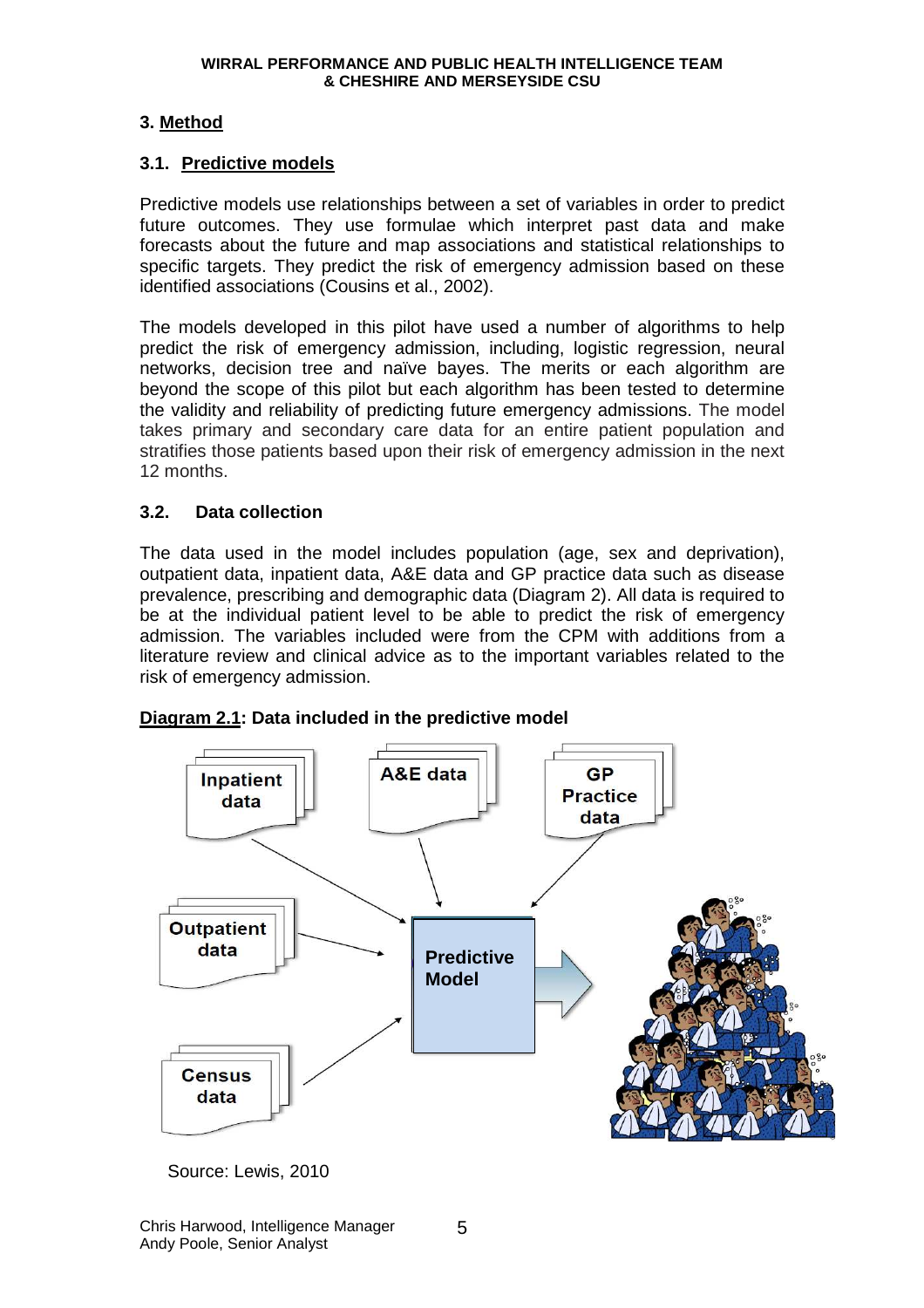## 3. Method

### 3.1. Predictive models

Predictive models use relationships between a set of variables in order to predict future outcomes. They use formulae which interpret past data and make forecasts about the future and map associations and statistical relationships to specific targets. They predict the risk of emergency admission based on these identified associations (Cousins et al., 2002).

The models developed in this pilot have used a number of algorithms to help predict the risk of emergency admission, including, logistic regression, neural networks, decision tree and naïve bayes. The merits or each algorithm are beyond the scope of this pilot but each algorithm has been tested to determine the validity and reliability of predicting future emergency admissions. The model takes primary and secondary care data for an entire patient population and stratifies those patients based upon their risk of emergency admission in the next 12 months.

### 3.2. Data collection

The data used in the model includes population (age, sex and deprivation), outpatient data, inpatient data, A&E data and GP practice data such as disease prevalence, prescribing and demographic data (Diagram 2). All data is required to be at the individual patient level to be able to predict the risk of emergency admission. The variables included were from the CPM with additions from a literature review and clinical advice as to the important variables related to the risk of emergency admission.

**Diagram 2.1: Data included in the predictive model**

Inpatient data | A&E data | GP Practice data | Outpatient data | Census data → Predictive Model

Source: Lewis, 2010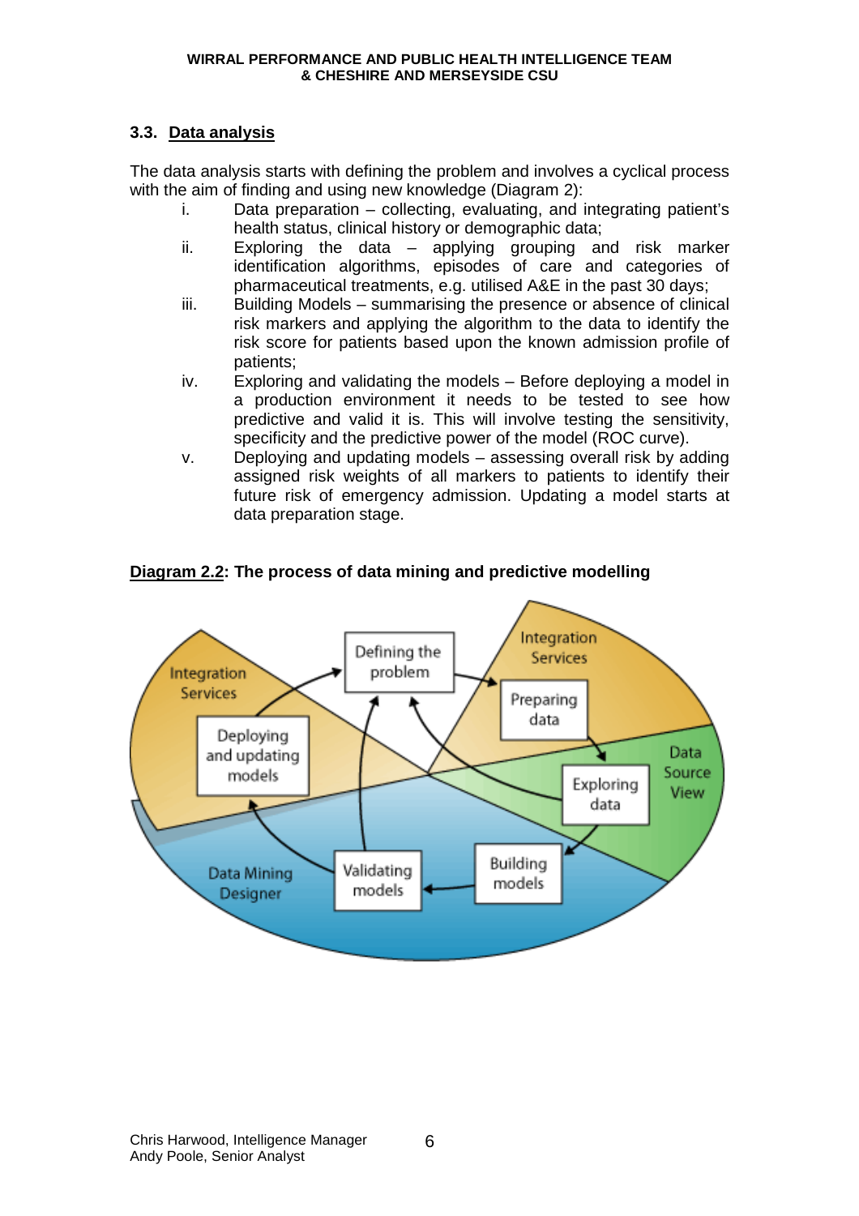### 3.3. Data analysis

The data analysis starts with defining the problem and involves a cyclical process with the aim of finding and using new knowledge (Diagram 2):

i. Data preparation – collecting, evaluating, and integrating patient's health status, clinical history or demographic data;

ii. Exploring the data – applying grouping and risk marker identification algorithms, episodes of care and categories of pharmaceutical treatments, e.g. utilised A&E in the past 30 days;

iii. Building Models – summarising the presence or absence of clinical risk markers and applying the algorithm to the data to identify the risk score for patients based upon the known admission profile of patients;

iv. Exploring and validating the models – Before deploying a model in a production environment it needs to be tested to see how predictive and valid it is. This will involve testing the sensitivity, specificity and the predictive power of the model (ROC curve).

v. Deploying and updating models – assessing overall risk by adding assigned risk weights of all markers to patients to identify their future risk of emergency admission. Updating a model starts at data preparation stage.

**Diagram 2.2: The process of data mining and predictive modelling**

Integration Services | Defining the problem | Integration Services | Preparing data | Deploying and updating models | Data Source View | Exploring data | Data Mining Designer | Validating models | Building models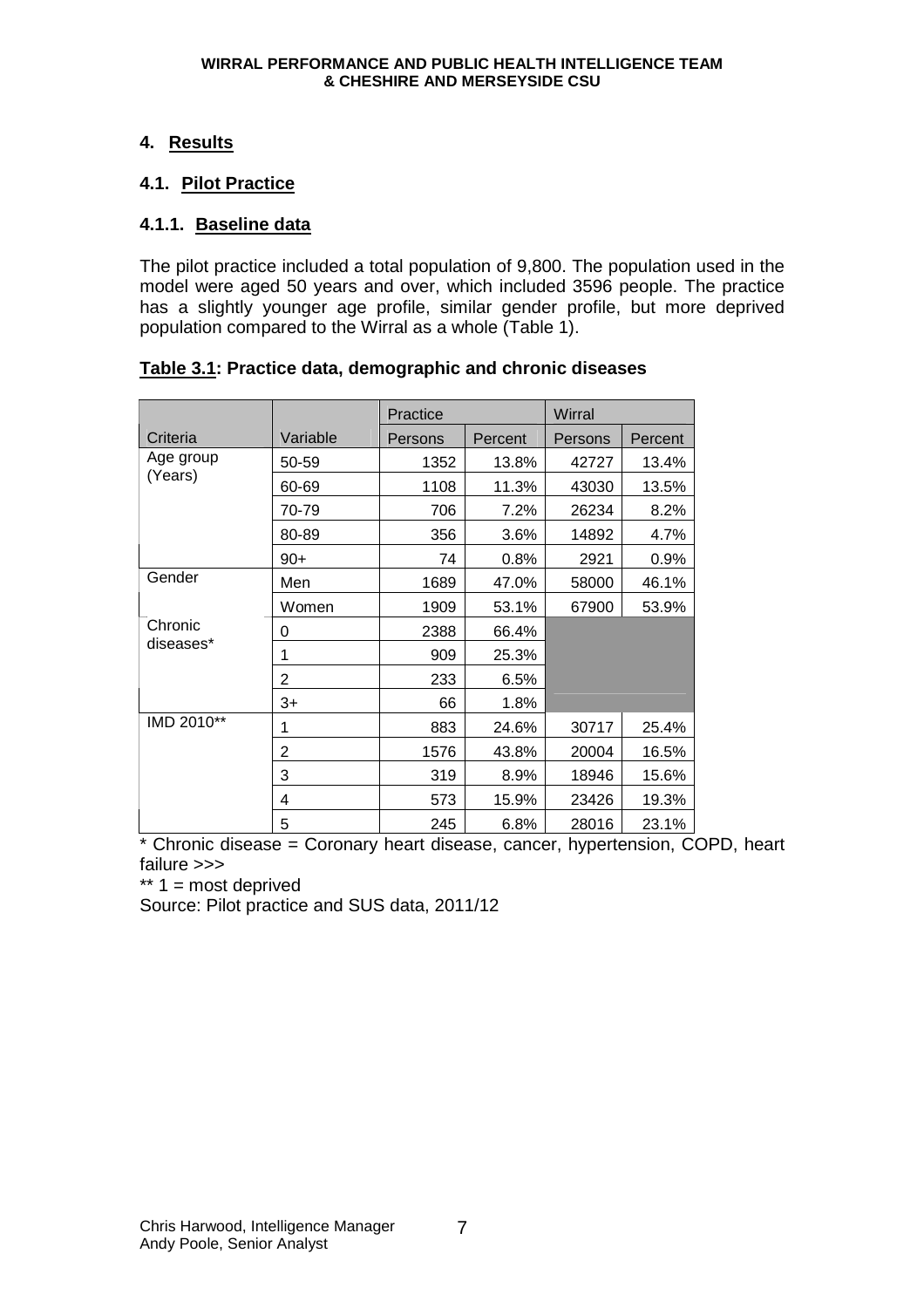## 4. Results

### 4.1. Pilot Practice

#### 4.1.1. Baseline data

The pilot practice included a total population of 9,800. The population used in the model were aged 50 years and over, which included 3596 people. The practice has a slightly younger age profile, similar gender profile, but more deprived population compared to the Wirral as a whole (Table 1).

**Table 3.1: Practice data, demographic and chronic diseases**

| | | Practice | | Wirral | |
|---|---|---|---|---|---|
| Criteria | Variable | Persons | Percent | Persons | Percent |
| Age group (Years) | 50-59 | 1352 | 13.8% | 42727 | 13.4% |
| | 60-69 | 1108 | 11.3% | 43030 | 13.5% |
| | 70-79 | 706 | 7.2% | 26234 | 8.2% |
| | 80-89 | 356 | 3.6% | 14892 | 4.7% |
| | 90+ | 74 | 0.8% | 2921 | 0.9% |
| Gender | Men | 1689 | 47.0% | 58000 | 46.1% |
| | Women | 1909 | 53.1% | 67900 | 53.9% |
| Chronic diseases* | 0 | 2388 | 66.4% | | |
| | 1 | 909 | 25.3% | | |
| | 2 | 233 | 6.5% | | |
| | 3+ | 66 | 1.8% | | |
| IMD 2010** | 1 | 883 | 24.6% | 30717 | 25.4% |
| | 2 | 1576 | 43.8% | 20004 | 16.5% |
| | 3 | 319 | 8.9% | 18946 | 15.6% |
| | 4 | 573 | 15.9% | 23426 | 19.3% |
| | 5 | 245 | 6.8% | 28016 | 23.1% |

\* Chronic disease = Coronary heart disease, cancer, hypertension, COPD, heart failure >>>

\*\* 1 = most deprived

Source: Pilot practice and SUS data, 2011/12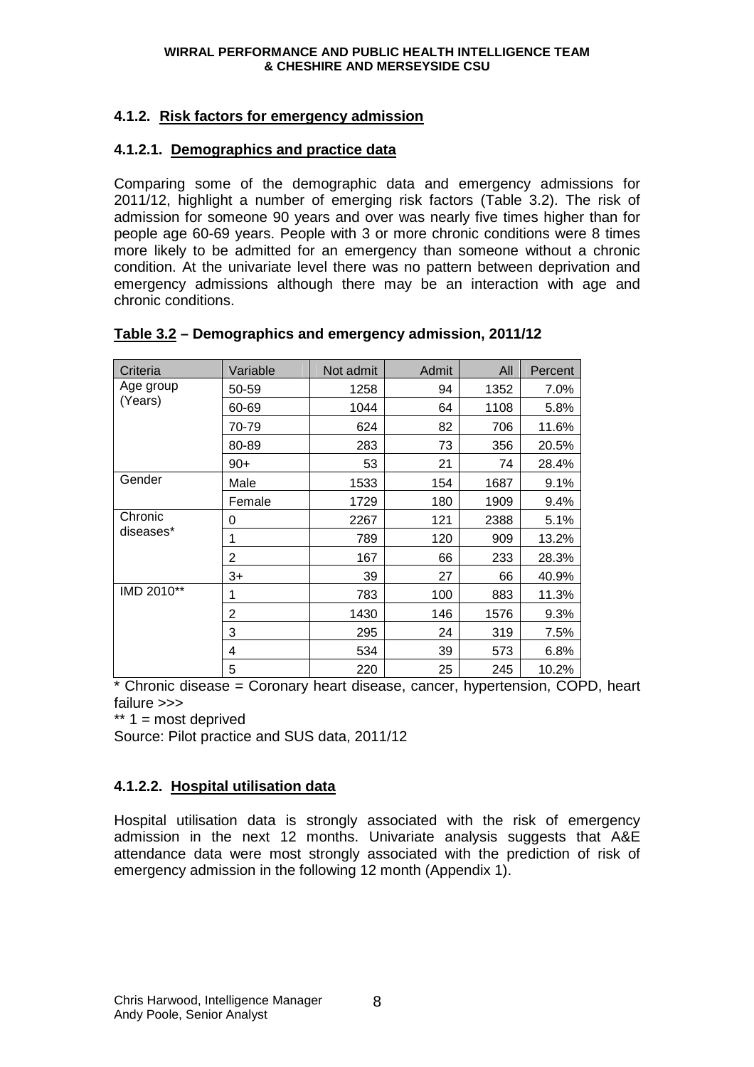### 4.1.2. Risk factors for emergency admission

#### 4.1.2.1. Demographics and practice data

Comparing some of the demographic data and emergency admissions for 2011/12, highlight a number of emerging risk factors (Table 3.2). The risk of admission for someone 90 years and over was nearly five times higher than for people age 60-69 years. People with 3 or more chronic conditions were 8 times more likely to be admitted for an emergency than someone without a chronic condition. At the univariate level there was no pattern between deprivation and emergency admissions although there may be an interaction with age and chronic conditions.

**Table 3.2 – Demographics and emergency admission, 2011/12**

| Criteria | Variable | Not admit | Admit | All | Percent |
|---|---|---|---|---|---|
| Age group (Years) | 50-59 | 1258 | 94 | 1352 | 7.0% |
| | 60-69 | 1044 | 64 | 1108 | 5.8% |
| | 70-79 | 624 | 82 | 706 | 11.6% |
| | 80-89 | 283 | 73 | 356 | 20.5% |
| | 90+ | 53 | 21 | 74 | 28.4% |
| Gender | Male | 1533 | 154 | 1687 | 9.1% |
| | Female | 1729 | 180 | 1909 | 9.4% |
| Chronic diseases* | 0 | 2267 | 121 | 2388 | 5.1% |
| | 1 | 789 | 120 | 909 | 13.2% |
| | 2 | 167 | 66 | 233 | 28.3% |
| | 3+ | 39 | 27 | 66 | 40.9% |
| IMD 2010** | 1 | 783 | 100 | 883 | 11.3% |
| | 2 | 1430 | 146 | 1576 | 9.3% |
| | 3 | 295 | 24 | 319 | 7.5% |
| | 4 | 534 | 39 | 573 | 6.8% |
| | 5 | 220 | 25 | 245 | 10.2% |

* Chronic disease = Coronary heart disease, cancer, hypertension, COPD, heart failure >>>

** 1 = most deprived

Source: Pilot practice and SUS data, 2011/12

#### 4.1.2.2. Hospital utilisation data

Hospital utilisation data is strongly associated with the risk of emergency admission in the next 12 months. Univariate analysis suggests that A&E attendance data were most strongly associated with the prediction of risk of emergency admission in the following 12 month (Appendix 1).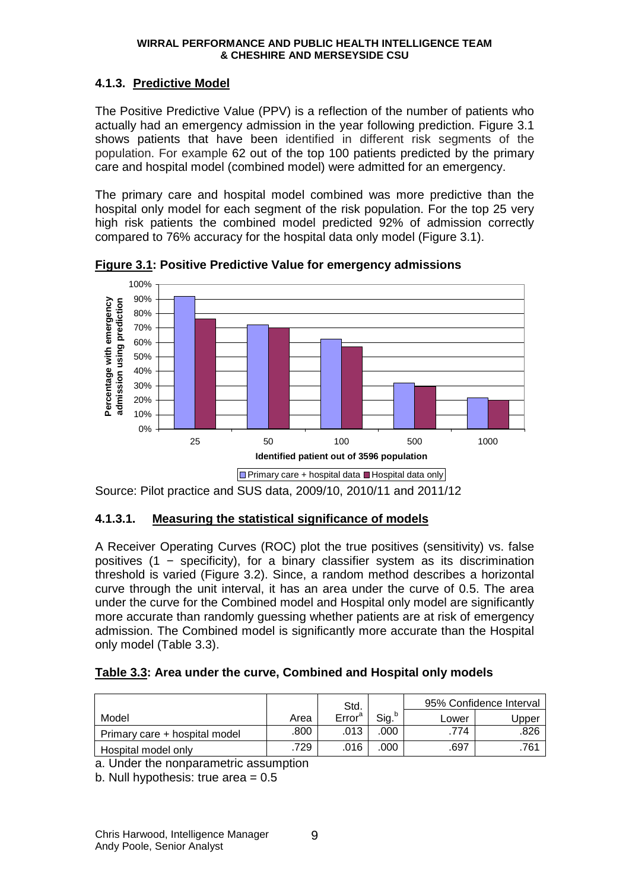### 4.1.3. Predictive Model

The Positive Predictive Value (PPV) is a reflection of the number of patients who actually had an emergency admission in the year following prediction. Figure 3.1 shows patients that have been identified in different risk segments of the population. For example 62 out of the top 100 patients predicted by the primary care and hospital model (combined model) were admitted for an emergency.

The primary care and hospital model combined was more predictive than the hospital only model for each segment of the risk population. For the top 25 very high risk patients the combined model predicted 92% of admission correctly compared to 76% accuracy for the hospital data only model (Figure 3.1).

**Figure 3.1: Positive Predictive Value for emergency admissions**

Source: Pilot practice and SUS data, 2009/10, 2010/11 and 2011/12

#### 4.1.3.1. Measuring the statistical significance of models

A Receiver Operating Curves (ROC) plot the true positives (sensitivity) vs. false positives (1 − specificity), for a binary classifier system as its discrimination threshold is varied (Figure 3.2). Since, a random method describes a horizontal curve through the unit interval, it has an area under the curve of 0.5. The area under the curve for the Combined model and Hospital only model are significantly more accurate than randomly guessing whether patients are at risk of emergency admission. The Combined model is significantly more accurate than the Hospital only model (Table 3.3).

**Table 3.3: Area under the curve, Combined and Hospital only models**

| Model | Area | Std. Error[a] | Sig.[b] | 95% Confidence Interval | |
|---|---|---|---|---|---|
| | | | | Lower | Upper |
| Primary care + hospital model | .800 | .013 | .000 | .774 | .826 |
| Hospital model only | .729 | .016 | .000 | .697 | .761 |

a. Under the nonparametric assumption

b. Null hypothesis: true area = 0.5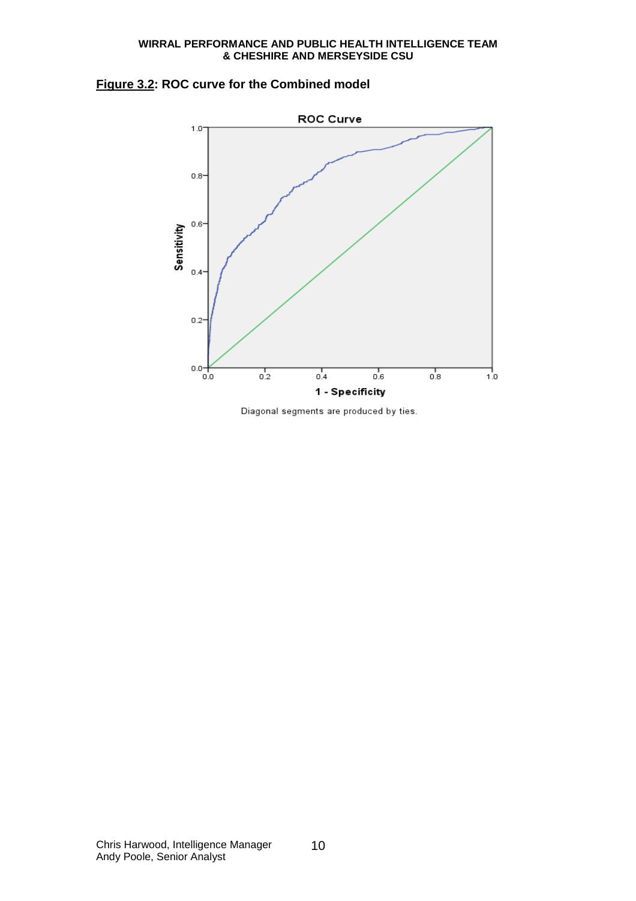**Figure 3.2: ROC curve for the Combined model**

Diagonal segments are produced by ties.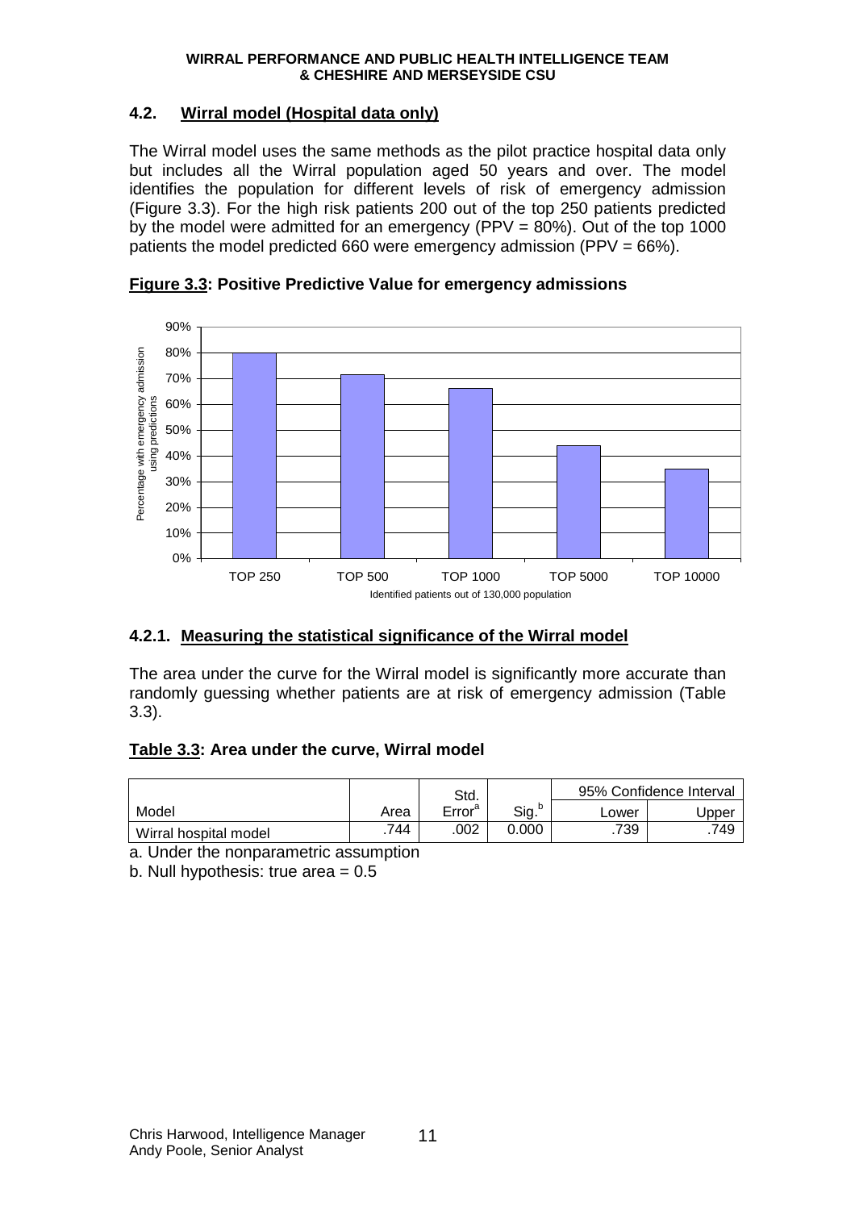### 4.2. Wirral model (Hospital data only)

The Wirral model uses the same methods as the pilot practice hospital data only but includes all the Wirral population aged 50 years and over. The model identifies the population for different levels of risk of emergency admission (Figure 3.3). For the high risk patients 200 out of the top 250 patients predicted by the model were admitted for an emergency (PPV = 80%). Out of the top 1000 patients the model predicted 660 were emergency admission (PPV = 66%).

**Figure 3.3: Positive Predictive Value for emergency admissions**

#### 4.2.1. Measuring the statistical significance of the Wirral model

The area under the curve for the Wirral model is significantly more accurate than randomly guessing whether patients are at risk of emergency admission (Table 3.3).

**Table 3.3: Area under the curve, Wirral model**

| Model | Area | Std. Error[a] | Sig.[b] | 95% Confidence Interval | |
|---|---|---|---|---|---|
| | | | | Lower | Upper |
| Wirral hospital model | .744 | .002 | 0.000 | .739 | .749 |

a. Under the nonparametric assumption

b. Null hypothesis: true area = 0.5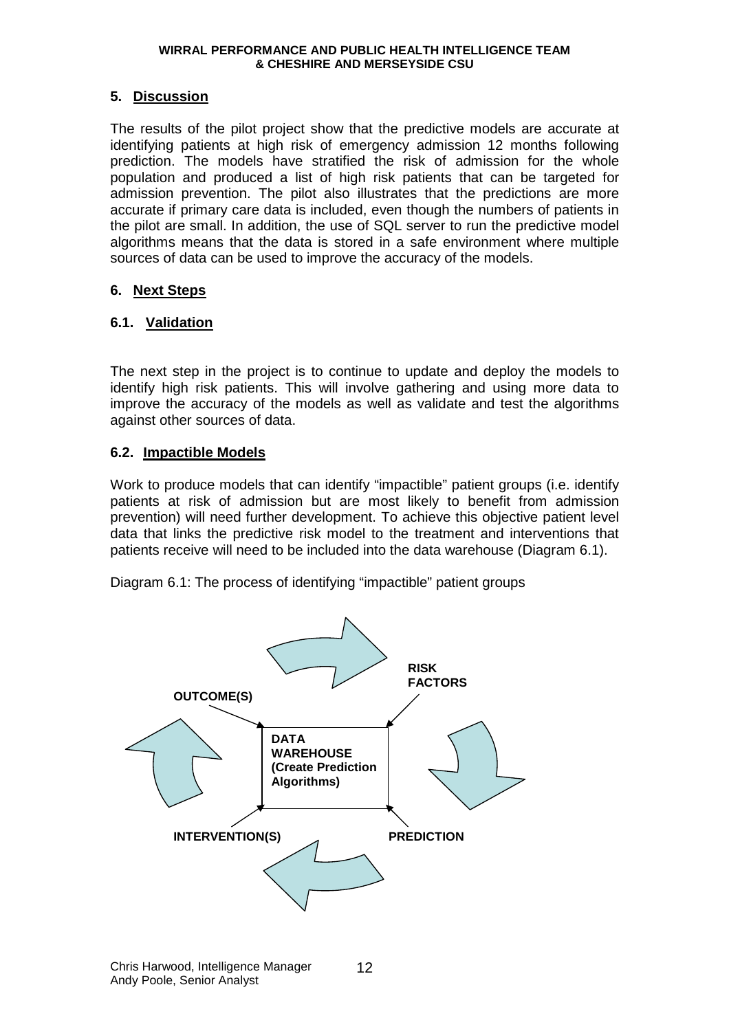## 5. Discussion

The results of the pilot project show that the predictive models are accurate at identifying patients at high risk of emergency admission 12 months following prediction. The models have stratified the risk of admission for the whole population and produced a list of high risk patients that can be targeted for admission prevention. The pilot also illustrates that the predictions are more accurate if primary care data is included, even though the numbers of patients in the pilot are small. In addition, the use of SQL server to run the predictive model algorithms means that the data is stored in a safe environment where multiple sources of data can be used to improve the accuracy of the models.

## 6. Next Steps

### 6.1. Validation

The next step in the project is to continue to update and deploy the models to identify high risk patients. This will involve gathering and using more data to improve the accuracy of the models as well as validate and test the algorithms against other sources of data.

### 6.2. Impactible Models

Work to produce models that can identify "impactible" patient groups (i.e. identify patients at risk of admission but are most likely to benefit from admission prevention) will need further development. To achieve this objective patient level data that links the predictive risk model to the treatment and interventions that patients receive will need to be included into the data warehouse (Diagram 6.1).

Diagram 6.1: The process of identifying "impactible" patient groups

RISK FACTORS → PREDICTION → INTERVENTION(S) → OUTCOME(S)

DATA WAREHOUSE (Create Prediction Algorithms)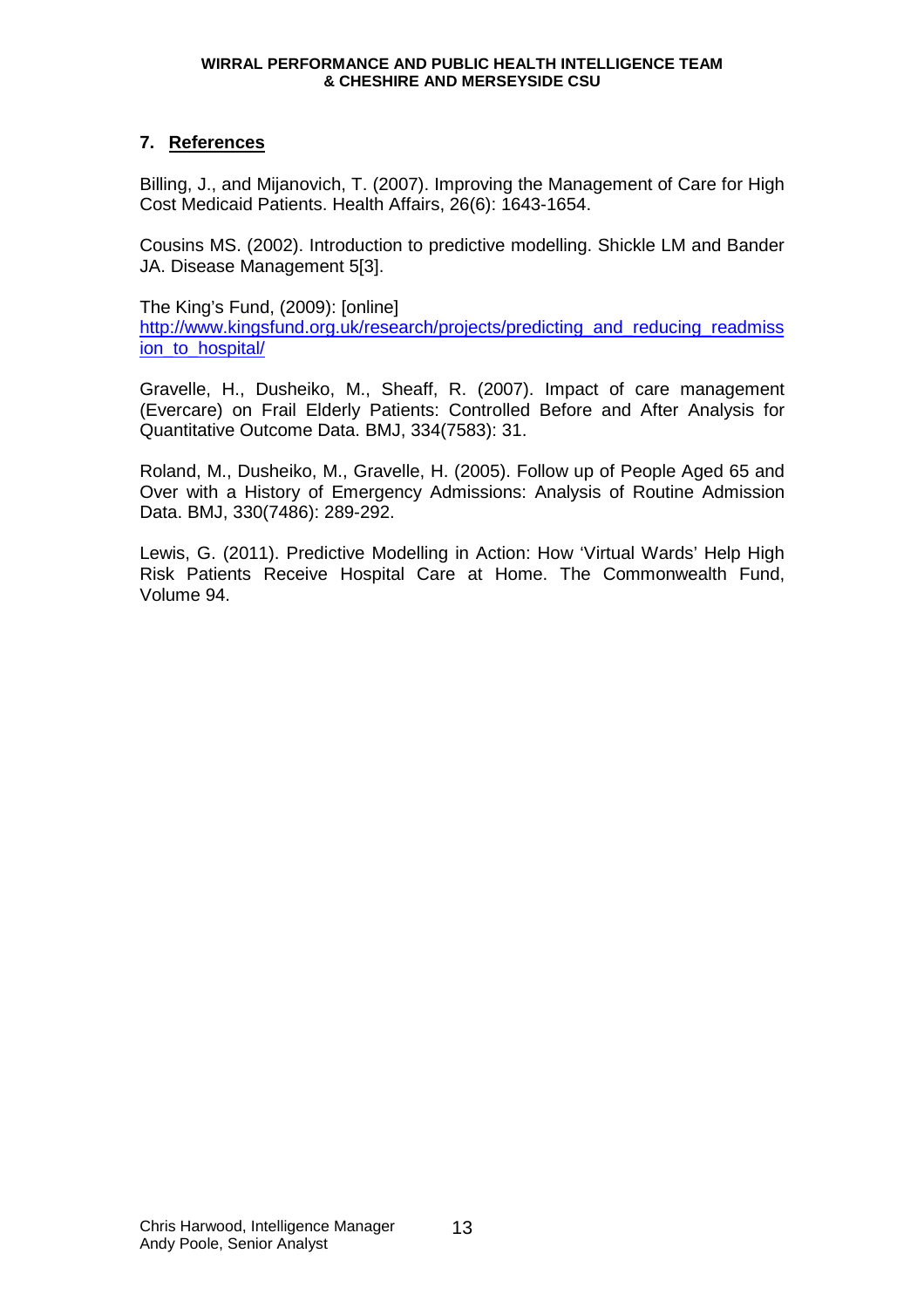## 7. References

Billing, J., and Mijanovich, T. (2007). Improving the Management of Care for High Cost Medicaid Patients. Health Affairs, 26(6): 1643-1654.

Cousins MS. (2002). Introduction to predictive modelling. Shickle LM and Bander JA. Disease Management 5[3].

The King's Fund, (2009): [online] http://www.kingsfund.org.uk/research/projects/predicting_and_reducing_readmission_to_hospital/

Gravelle, H., Dusheiko, M., Sheaff, R. (2007). Impact of care management (Evercare) on Frail Elderly Patients: Controlled Before and After Analysis for Quantitative Outcome Data. BMJ, 334(7583): 31.

Roland, M., Dusheiko, M., Gravelle, H. (2005). Follow up of People Aged 65 and Over with a History of Emergency Admissions: Analysis of Routine Admission Data. BMJ, 330(7486): 289-292.

Lewis, G. (2011). Predictive Modelling in Action: How 'Virtual Wards' Help High Risk Patients Receive Hospital Care at Home. The Commonwealth Fund, Volume 94.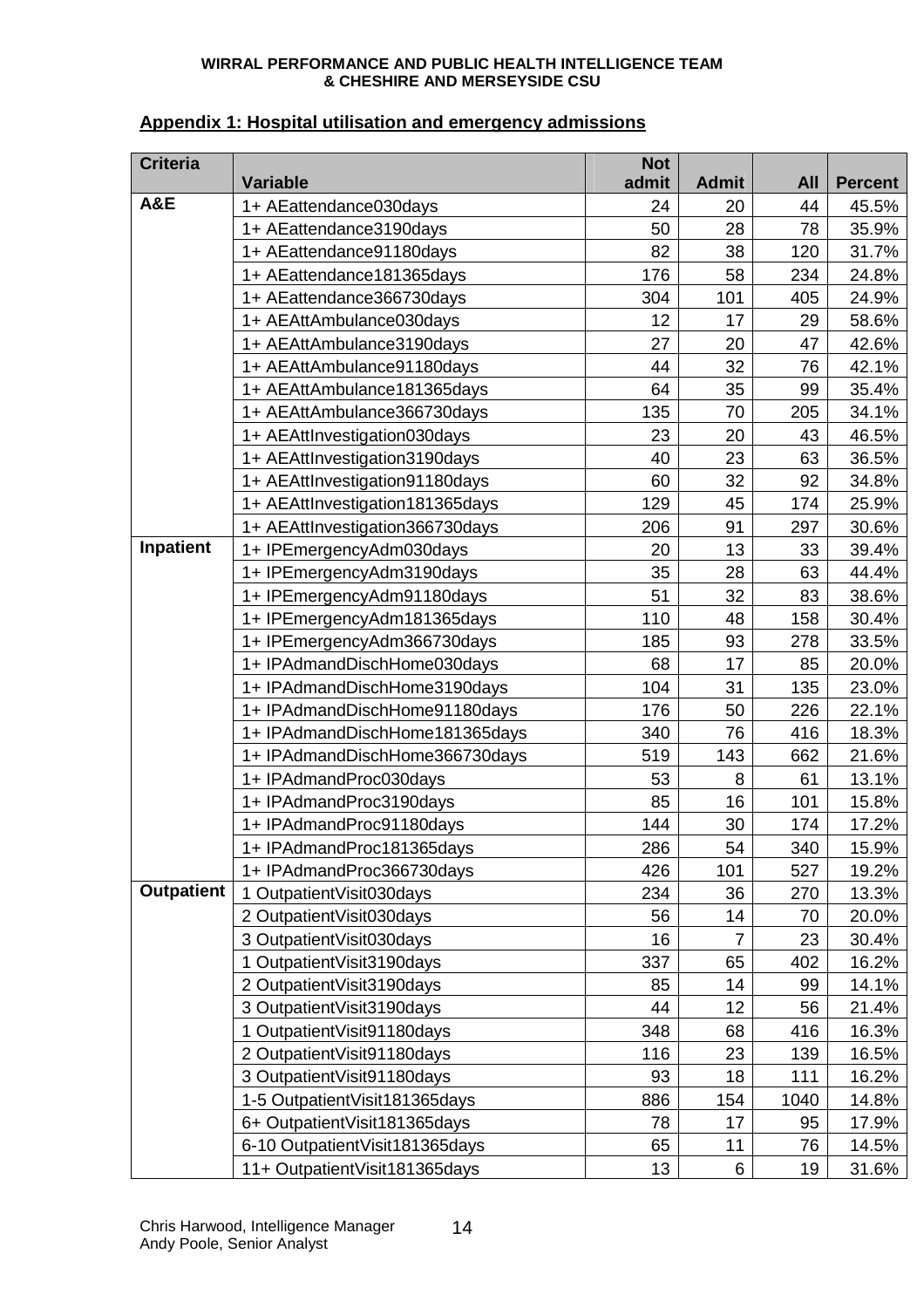## Appendix 1: Hospital utilisation and emergency admissions

| Criteria | Variable | Not admit | Admit | All | Percent |
|---|---|---|---|---|---|
| A&E | 1+ AEattendance030days | 24 | 20 | 44 | 45.5% |
| | 1+ AEattendance3190days | 50 | 28 | 78 | 35.9% |
| | 1+ AEattendance91180days | 82 | 38 | 120 | 31.7% |
| | 1+ AEattendance181365days | 176 | 58 | 234 | 24.8% |
| | 1+ AEattendance366730days | 304 | 101 | 405 | 24.9% |
| | 1+ AEAttAmbulance030days | 12 | 17 | 29 | 58.6% |
| | 1+ AEAttAmbulance3190days | 27 | 20 | 47 | 42.6% |
| | 1+ AEAttAmbulance91180days | 44 | 32 | 76 | 42.1% |
| | 1+ AEAttAmbulance181365days | 64 | 35 | 99 | 35.4% |
| | 1+ AEAttAmbulance366730days | 135 | 70 | 205 | 34.1% |
| | 1+ AEAttInvestigation030days | 23 | 20 | 43 | 46.5% |
| | 1+ AEAttInvestigation3190days | 40 | 23 | 63 | 36.5% |
| | 1+ AEAttInvestigation91180days | 60 | 32 | 92 | 34.8% |
| | 1+ AEAttInvestigation181365days | 129 | 45 | 174 | 25.9% |
| | 1+ AEAttInvestigation366730days | 206 | 91 | 297 | 30.6% |
| Inpatient | 1+ IPEmergencyAdm030days | 20 | 13 | 33 | 39.4% |
| | 1+ IPEmergencyAdm3190days | 35 | 28 | 63 | 44.4% |
| | 1+ IPEmergencyAdm91180days | 51 | 32 | 83 | 38.6% |
| | 1+ IPEmergencyAdm181365days | 110 | 48 | 158 | 30.4% |
| | 1+ IPEmergencyAdm366730days | 185 | 93 | 278 | 33.5% |
| | 1+ IPAdmandDischHome030days | 68 | 17 | 85 | 20.0% |
| | 1+ IPAdmandDischHome3190days | 104 | 31 | 135 | 23.0% |
| | 1+ IPAdmandDischHome91180days | 176 | 50 | 226 | 22.1% |
| | 1+ IPAdmandDischHome181365days | 340 | 76 | 416 | 18.3% |
| | 1+ IPAdmandDischHome366730days | 519 | 143 | 662 | 21.6% |
| | 1+ IPAdmandProc030days | 53 | 8 | 61 | 13.1% |
| | 1+ IPAdmandProc3190days | 85 | 16 | 101 | 15.8% |
| | 1+ IPAdmandProc91180days | 144 | 30 | 174 | 17.2% |
| | 1+ IPAdmandProc181365days | 286 | 54 | 340 | 15.9% |
| | 1+ IPAdmandProc366730days | 426 | 101 | 527 | 19.2% |
| Outpatient | 1 OutpatientVisit030days | 234 | 36 | 270 | 13.3% |
| | 2 OutpatientVisit030days | 56 | 14 | 70 | 20.0% |
| | 3 OutpatientVisit030days | 16 | 7 | 23 | 30.4% |
| | 1 OutpatientVisit3190days | 337 | 65 | 402 | 16.2% |
| | 2 OutpatientVisit3190days | 85 | 14 | 99 | 14.1% |
| | 3 OutpatientVisit3190days | 44 | 12 | 56 | 21.4% |
| | 1 OutpatientVisit91180days | 348 | 68 | 416 | 16.3% |
| | 2 OutpatientVisit91180days | 116 | 23 | 139 | 16.5% |
| | 3 OutpatientVisit91180days | 93 | 18 | 111 | 16.2% |
| | 1-5 OutpatientVisit181365days | 886 | 154 | 1040 | 14.8% |
| | 6+ OutpatientVisit181365days | 78 | 17 | 95 | 17.9% |
| | 6-10 OutpatientVisit181365days | 65 | 11 | 76 | 14.5% |
| | 11+ OutpatientVisit181365days | 13 | 6 | 19 | 31.6% |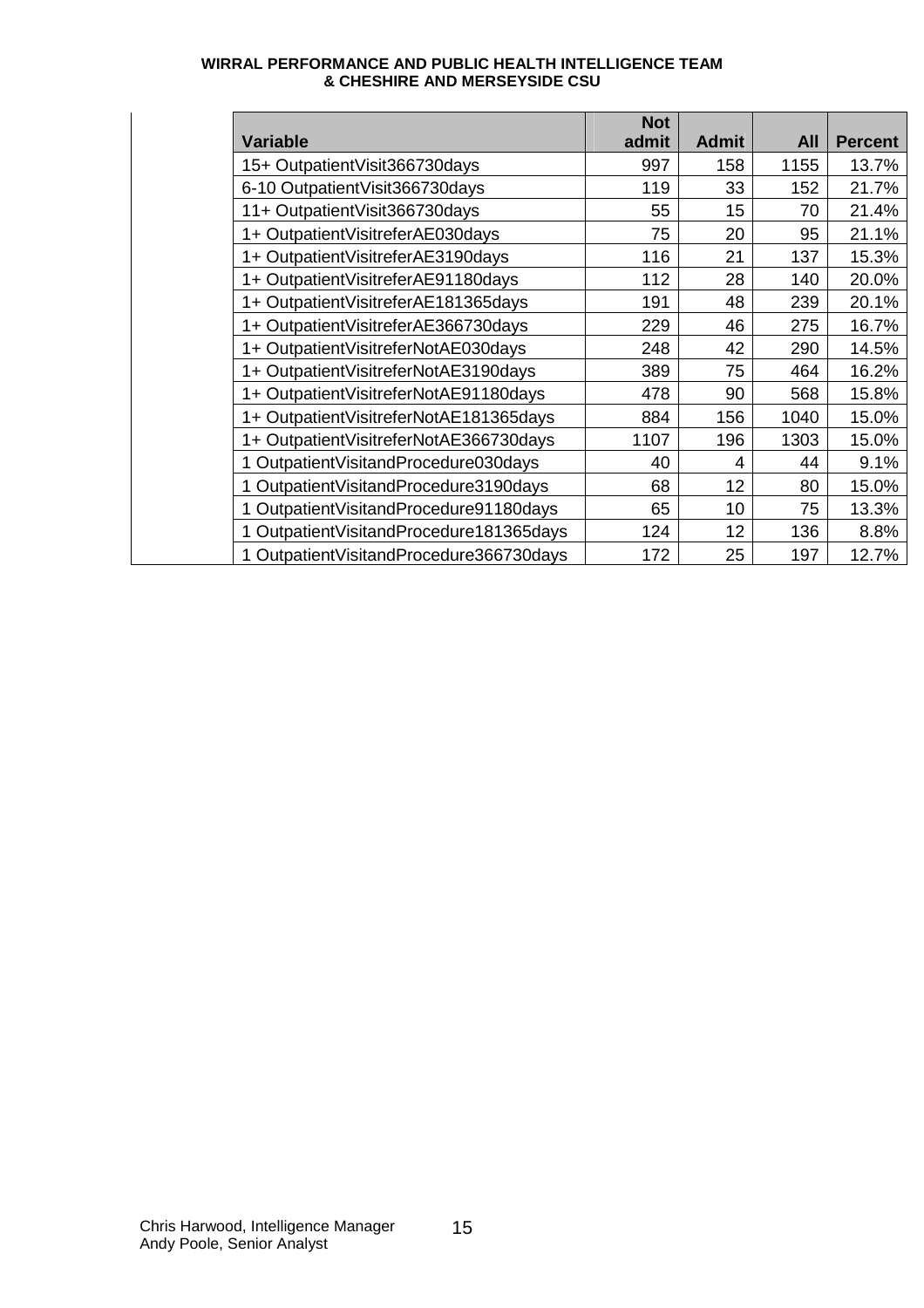| Variable | Not admit | Admit | All | Percent |
|---|---|---|---|---|
| 15+ OutpatientVisit366730days | 997 | 158 | 1155 | 13.7% |
| 6-10 OutpatientVisit366730days | 119 | 33 | 152 | 21.7% |
| 11+ OutpatientVisit366730days | 55 | 15 | 70 | 21.4% |
| 1+ OutpatientVisitreferAE030days | 75 | 20 | 95 | 21.1% |
| 1+ OutpatientVisitreferAE3190days | 116 | 21 | 137 | 15.3% |
| 1+ OutpatientVisitreferAE91180days | 112 | 28 | 140 | 20.0% |
| 1+ OutpatientVisitreferAE181365days | 191 | 48 | 239 | 20.1% |
| 1+ OutpatientVisitreferAE366730days | 229 | 46 | 275 | 16.7% |
| 1+ OutpatientVisitreferNotAE030days | 248 | 42 | 290 | 14.5% |
| 1+ OutpatientVisitreferNotAE3190days | 389 | 75 | 464 | 16.2% |
| 1+ OutpatientVisitreferNotAE91180days | 478 | 90 | 568 | 15.8% |
| 1+ OutpatientVisitreferNotAE181365days | 884 | 156 | 1040 | 15.0% |
| 1+ OutpatientVisitreferNotAE366730days | 1107 | 196 | 1303 | 15.0% |
| 1 OutpatientVisitandProcedure030days | 40 | 4 | 44 | 9.1% |
| 1 OutpatientVisitandProcedure3190days | 68 | 12 | 80 | 15.0% |
| 1 OutpatientVisitandProcedure91180days | 65 | 10 | 75 | 13.3% |
| 1 OutpatientVisitandProcedure181365days | 124 | 12 | 136 | 8.8% |
| 1 OutpatientVisitandProcedure366730days | 172 | 25 | 197 | 12.7% |